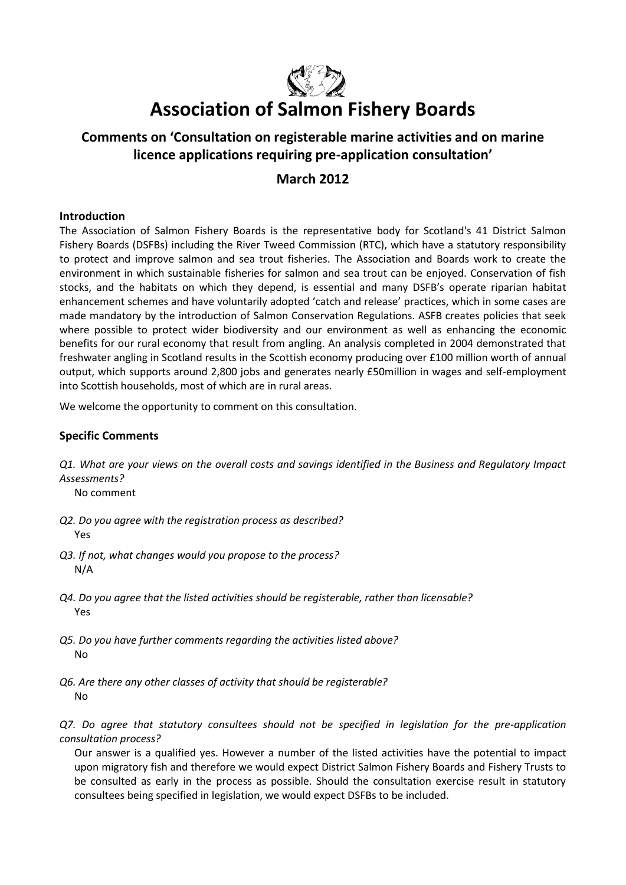# Association of Salmon Fishery Boards

## Comments on 'Consultation on registerable marine activities and on marine licence applications requiring pre-application consultation'

## March 2012

### Introduction

The Association of Salmon Fishery Boards is the representative body for Scotland's 41 District Salmon Fishery Boards (DSFBs) including the River Tweed Commission (RTC), which have a statutory responsibility to protect and improve salmon and sea trout fisheries. The Association and Boards work to create the environment in which sustainable fisheries for salmon and sea trout can be enjoyed. Conservation of fish stocks, and the habitats on which they depend, is essential and many DSFB's operate riparian habitat enhancement schemes and have voluntarily adopted 'catch and release' practices, which in some cases are made mandatory by the introduction of Salmon Conservation Regulations. ASFB creates policies that seek where possible to protect wider biodiversity and our environment as well as enhancing the economic benefits for our rural economy that result from angling. An analysis completed in 2004 demonstrated that freshwater angling in Scotland results in the Scottish economy producing over £100 million worth of annual output, which supports around 2,800 jobs and generates nearly £50million in wages and self-employment into Scottish households, most of which are in rural areas.

We welcome the opportunity to comment on this consultation.

### Specific Comments

*Q1. What are your views on the overall costs and savings identified in the Business and Regulatory Impact Assessments?*

No comment

*Q2. Do you agree with the registration process as described?*

Yes

*Q3. If not, what changes would you propose to the process?*

N/A

*Q4. Do you agree that the listed activities should be registerable, rather than licensable?*

Yes

*Q5. Do you have further comments regarding the activities listed above?*

No

*Q6. Are there any other classes of activity that should be registerable?*

No

*Q7. Do agree that statutory consultees should not be specified in legislation for the pre-application consultation process?*

Our answer is a qualified yes. However a number of the listed activities have the potential to impact upon migratory fish and therefore we would expect District Salmon Fishery Boards and Fishery Trusts to be consulted as early in the process as possible. Should the consultation exercise result in statutory consultees being specified in legislation, we would expect DSFBs to be included.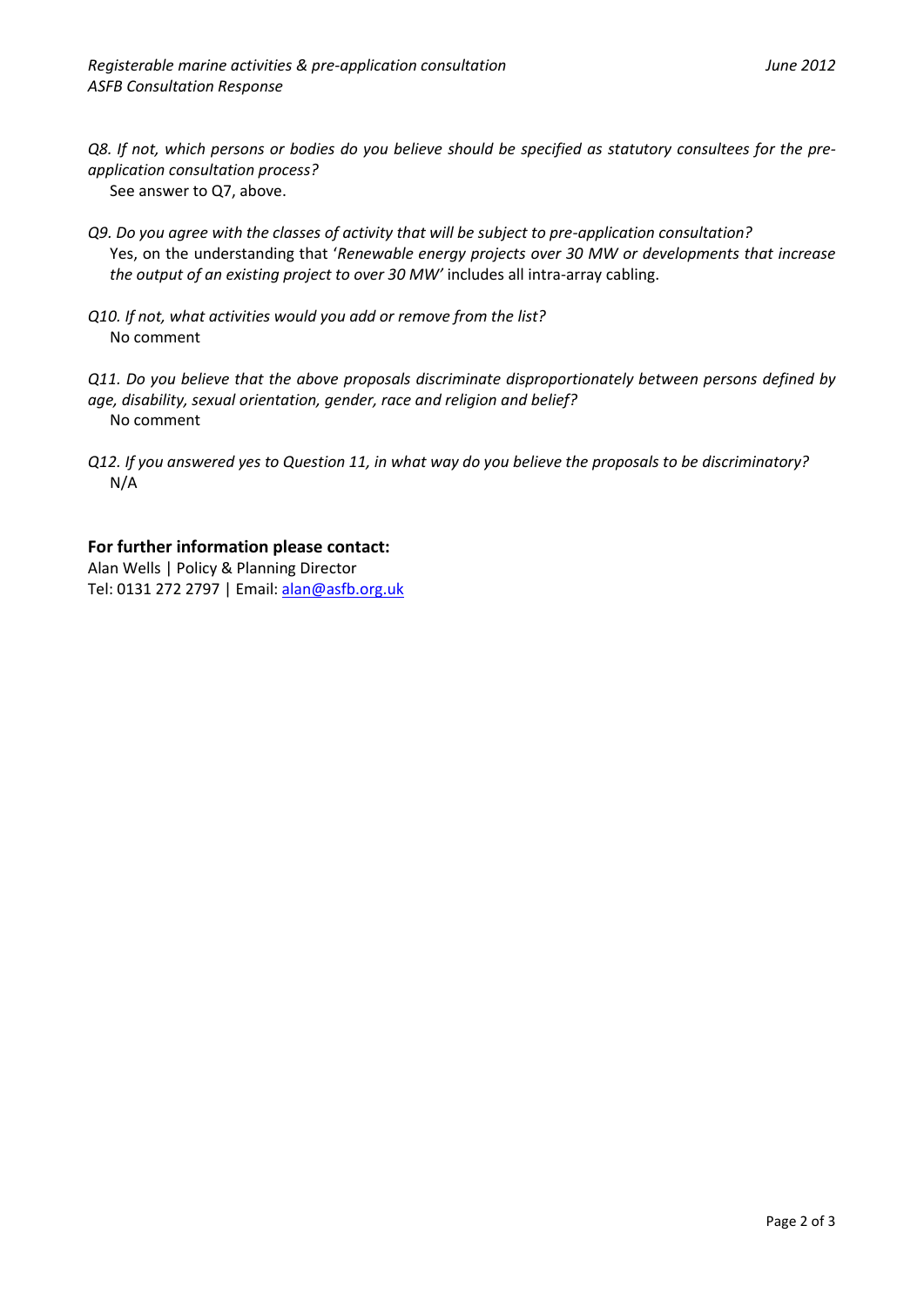*Q8. If not, which persons or bodies do you believe should be specified as statutory consultees for the pre-application consultation process?*

See answer to Q7, above.

*Q9. Do you agree with the classes of activity that will be subject to pre-application consultation?*

Yes, on the understanding that '*Renewable energy projects over 30 MW or developments that increase the output of an existing project to over 30 MW*' includes all intra-array cabling.

*Q10. If not, what activities would you add or remove from the list?*

No comment

*Q11. Do you believe that the above proposals discriminate disproportionately between persons defined by age, disability, sexual orientation, gender, race and religion and belief?*

No comment

*Q12. If you answered yes to Question 11, in what way do you believe the proposals to be discriminatory?*

N/A

**For further information please contact:**

Alan Wells | Policy & Planning Director
Tel: 0131 272 2797 | Email: alan@asfb.org.uk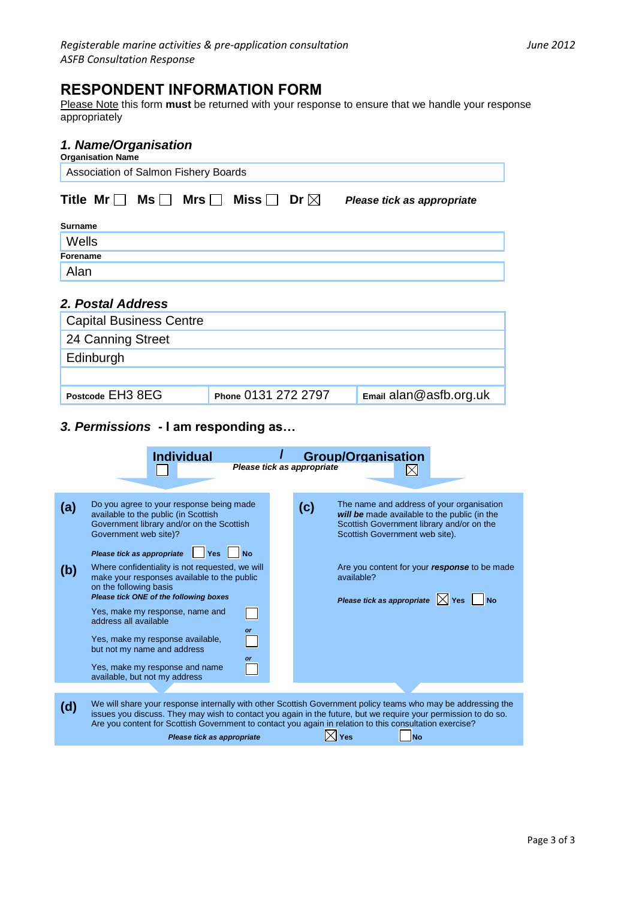# RESPONDENT INFORMATION FORM

Please Note this form **must** be returned with your response to ensure that we handle your response appropriately

## *1. Name/Organisation*

**Organisation Name**

Association of Salmon Fishery Boards

**Title** Mr ☐ Ms ☐ Mrs ☐ Miss ☐ Dr ☒ ***Please tick as appropriate***

**Surname**

Wells

**Forename**

Alan

## *2. Postal Address*

Capital Business Centre
24 Canning Street
Edinburgh

**Postcode** EH3 8EG **Phone** 0131 272 2797 **Email** alan@asfb.org.uk

## *3. Permissions* - I am responding as…

**Individual** ☐ / **Group/Organisation** ☒

***Please tick as appropriate***

**(a)** Do you agree to your response being made available to the public (in Scottish Government library and/or on the Scottish Government web site)?

***Please tick as appropriate*** ☐ Yes ☐ No

**(b)** Where confidentiality is not requested, we will make your responses available to the public on the following basis

***Please tick ONE of the following boxes***

Yes, make my response, name and address all available ☐

*or*

Yes, make my response available, but not my name and address ☐

*or*

Yes, make my response and name available, but not my address ☐

**(c)** The name and address of your organisation ***will be*** made available to the public (in the Scottish Government library and/or on the Scottish Government web site).

Are you content for your ***response*** to be made available?

***Please tick as appropriate*** ☒ Yes ☐ No

**(d)** We will share your response internally with other Scottish Government policy teams who may be addressing the issues you discuss. They may wish to contact you again in the future, but we require your permission to do so. Are you content for Scottish Government to contact you again in relation to this consultation exercise?

***Please tick as appropriate*** ☒ Yes ☐ No